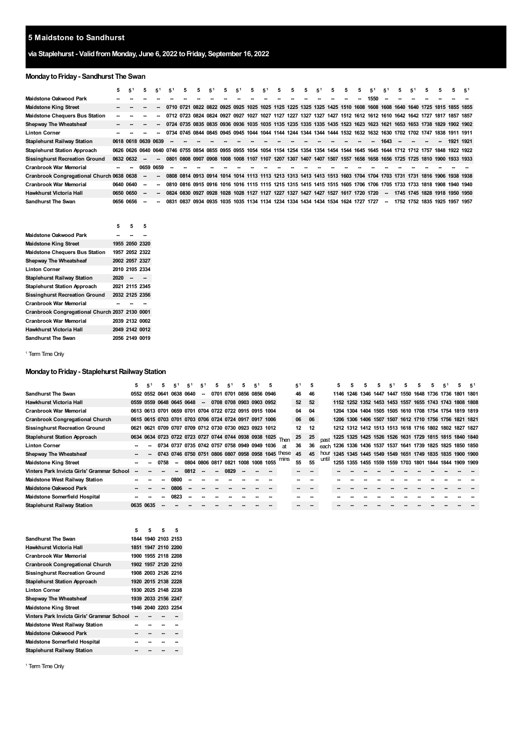## 5 Maidstone to Sandhurst

### via Staplehurst - Valid from Monday, June 6, 2022 to Friday, September 16, 2022

### Monday to Friday - Sandhurst The Swan

| | 5 | 5[1] | 5 | 5[1] | 5[1] | 5 | 5 | 5[1] | 5 | 5[1] | 5 | 5[1] | 5 | 5 | 5 | 5[1] | 5 | 5 | 5 | 5[1] | 5[1] | 5 | 5[1] | 5 | 5 | 5 | 5[1] | 5 | 5 | 5 |
|---|---|---|---|---|---|---|---|---|---|---|---|---|---|---|---|---|---|---|---|---|---|---|---|---|---|---|---|---|---|---|
| Maidstone Oakwood Park | -- | -- | -- | -- | -- | -- | -- | -- | -- | -- | -- | -- | -- | -- | -- | -- | -- | -- | -- | -- | 1550 | -- | -- | -- | -- | -- | -- | -- | -- | -- |
| Maidstone King Street | -- | -- | -- | -- | 0710 | 0721 | 0822 | 0822 | 0925 | 0925 | 1025 | 1025 | 1125 | 1225 | 1325 | 1325 | 1425 | 1510 | 1608 | 1608 | 1608 | 1640 | 1640 | 1725 | 1815 | 1855 | 1855 | 1955 | 2050 | 2320 |
| Maidstone Chequers Bus Station | -- | -- | -- | -- | 0712 | 0723 | 0824 | 0824 | 0927 | 0927 | 1027 | 1027 | 1127 | 1227 | 1327 | 1327 | 1427 | 1512 | 1612 | 1612 | 1610 | 1642 | 1642 | 1727 | 1817 | 1857 | 1857 | 1957 | 2052 | 2322 |
| Shepway The Wheatsheaf | -- | -- | -- | -- | 0724 | 0735 | 0835 | 0835 | 0936 | 0936 | 1035 | 1035 | 1135 | 1235 | 1335 | 1335 | 1435 | 1523 | 1623 | 1623 | 1621 | 1653 | 1653 | 1738 | 1829 | 1902 | 1902 | 2002 | 2057 | 2327 |
| Linton Corner | -- | -- | -- | -- | 0734 | 0745 | 0844 | 0845 | 0945 | 0945 | 1044 | 1044 | 1144 | 1244 | 1344 | 1344 | 1444 | 1532 | 1632 | 1632 | 1630 | 1702 | 1702 | 1747 | 1838 | 1911 | 1911 | 2010 | 2105 | 2334 |
| Staplehurst Railway Station | 0618 | 0618 | 0639 | 0639 | -- | -- | -- | -- | -- | -- | -- | -- | -- | -- | -- | -- | -- | -- | -- | -- | 1643 | -- | -- | -- | -- | 1921 | 1921 | 2020 | -- | -- |
| Staplehurst Station Approach | 0626 | 0626 | 0640 | 0640 | 0746 | 0755 | 0854 | 0855 | 0955 | 0955 | 1054 | 1054 | 1154 | 1254 | 1354 | 1354 | 1454 | 1544 | 1645 | 1645 | 1644 | 1712 | 1712 | 1757 | 1848 | 1922 | 1922 | 2021 | 2115 | 2345 |
| Sissinghurst Recreation Ground | 0632 | 0632 | -- | -- | 0801 | 0808 | 0907 | 0908 | 1008 | 1008 | 1107 | 1107 | 1207 | 1307 | 1407 | 1407 | 1507 | 1557 | 1658 | 1658 | 1656 | 1725 | 1725 | 1810 | 1900 | 1933 | 1933 | 2032 | 2125 | 2356 |
| Cranbrook War Memorial | -- | -- | 0659 | 0659 | -- | -- | -- | -- | -- | -- | -- | -- | -- | -- | -- | -- | -- | -- | -- | -- | -- | -- | -- | -- | -- | -- | -- | -- | -- | -- |
| Cranbrook Congregational Church | 0638 | 0638 | -- | -- | 0808 | 0814 | 0913 | 0914 | 1014 | 1014 | 1113 | 1113 | 1213 | 1313 | 1413 | 1413 | 1513 | 1603 | 1704 | 1704 | 1703 | 1731 | 1731 | 1816 | 1906 | 1938 | 1938 | 2037 | 2130 | 0001 |
| Cranbrook War Memorial | 0640 | 0640 | -- | -- | 0810 | 0816 | 0915 | 0916 | 1016 | 1016 | 1115 | 1115 | 1215 | 1315 | 1415 | 1415 | 1515 | 1605 | 1706 | 1706 | 1705 | 1733 | 1733 | 1818 | 1908 | 1940 | 1940 | 2039 | 2132 | 0002 |
| Hawkhurst Victoria Hall | 0650 | 0650 | -- | -- | 0824 | 0830 | 0927 | 0928 | 1028 | 1028 | 1127 | 1127 | 1227 | 1327 | 1427 | 1427 | 1527 | 1617 | 1720 | 1720 | -- | 1745 | 1745 | 1828 | 1918 | 1950 | 1950 | 2049 | 2142 | 0012 |
| Sandhurst The Swan | 0656 | 0656 | -- | -- | 0831 | 0837 | 0934 | 0935 | 1035 | 1035 | 1134 | 1134 | 1234 | 1334 | 1434 | 1434 | 1534 | 1624 | 1727 | 1727 | -- | 1752 | 1752 | 1835 | 1925 | 1957 | 1957 | 2056 | 2149 | 0019 |

[1] Term Time Only

### Monday to Friday - Staplehurst Railway Station

| | 5 | 5[1] | 5 | 5[1] | 5[1] | 5[1] | 5 | 5[1] | 5 | 5[1] | 5 | Then at these mins | 5[1] | 5 | past each hour until | 5 | 5 | 5 | 5 | 5[1] | 5 | 5 | 5 | 5[1] | 5 | 5[1] | 5 | 5 | 5 | 5 |
|---|---|---|---|---|---|---|---|---|---|---|---|---|---|---|---|---|---|---|---|---|---|---|---|---|---|---|---|---|---|---|
| Sandhurst The Swan | 0552 | 0552 | 0641 | 0638 | 0640 | -- | 0701 | 0701 | 0856 | 0856 | 0946 | | 46 | 46 | | 1146 | 1246 | 1346 | 1447 | 1447 | 1550 | 1648 | 1736 | 1736 | 1801 | 1801 | 1844 | 1940 | 2103 | 2153 |
| Hawkhurst Victoria Hall | 0559 | 0559 | 0648 | 0645 | 0648 | -- | 0708 | 0708 | 0903 | 0903 | 0952 | | 52 | 52 | | 1152 | 1252 | 1352 | 1453 | 1453 | 1557 | 1655 | 1743 | 1743 | 1808 | 1808 | 1851 | 1947 | 2110 | 2200 |
| Cranbrook War Memorial | 0613 | 0613 | 0701 | 0659 | 0701 | 0704 | 0722 | 0722 | 0915 | 0915 | 1004 | | 04 | 04 | | 1204 | 1304 | 1404 | 1505 | 1505 | 1610 | 1708 | 1754 | 1754 | 1819 | 1819 | 1900 | 1955 | 2118 | 2208 |
| Cranbrook Congregational Church | 0615 | 0615 | 0703 | 0701 | 0703 | 0706 | 0724 | 0724 | 0917 | 0917 | 1006 | | 06 | 06 | | 1206 | 1306 | 1406 | 1507 | 1507 | 1612 | 1710 | 1756 | 1756 | 1821 | 1821 | 1902 | 1957 | 2120 | 2210 |
| Sissinghurst Recreation Ground | 0621 | 0621 | 0709 | 0707 | 0709 | 0712 | 0730 | 0730 | 0923 | 0923 | 1012 | | 12 | 12 | | 1212 | 1312 | 1412 | 1513 | 1513 | 1618 | 1716 | 1802 | 1802 | 1827 | 1827 | 1908 | 2003 | 2126 | 2216 |
| Staplehurst Station Approach | 0634 | 0634 | 0723 | 0722 | 0723 | 0727 | 0744 | 0744 | 0938 | 0938 | 1025 | | 25 | 25 | | 1225 | 1325 | 1425 | 1526 | 1526 | 1631 | 1729 | 1815 | 1815 | 1840 | 1840 | 1920 | 2015 | 2138 | 2228 |
| Linton Corner | -- | -- | 0734 | 0737 | 0735 | 0742 | 0757 | 0758 | 0949 | 0949 | 1036 | | 36 | 36 | | 1236 | 1336 | 1436 | 1537 | 1537 | 1641 | 1739 | 1825 | 1825 | 1850 | 1850 | 1930 | 2025 | 2148 | 2238 |
| Shepway The Wheatsheaf | -- | -- | 0743 | 0746 | 0750 | 0751 | 0806 | 0807 | 0958 | 0958 | 1045 | | 45 | 45 | | 1245 | 1345 | 1445 | 1549 | 1549 | 1651 | 1749 | 1835 | 1835 | 1900 | 1900 | 1939 | 2033 | 2156 | 2247 |
| Maidstone King Street | -- | -- | 0758 | -- | 0804 | 0806 | 0817 | 0821 | 1008 | 1008 | 1055 | | 55 | 55 | | 1255 | 1355 | 1455 | 1559 | 1559 | 1703 | 1801 | 1844 | 1844 | 1909 | 1909 | 1946 | 2040 | 2203 | 2254 |
| Vinters Park Invicta Girls' Grammar School | -- | -- | -- | -- | 0812 | -- | -- | 0829 | -- | -- | -- | | -- | -- | | -- | -- | -- | -- | -- | -- | -- | -- | -- | -- | -- | -- | -- | -- | -- |
| Maidstone West Railway Station | -- | -- | -- | 0800 | -- | -- | -- | -- | -- | -- | -- | | -- | -- | | -- | -- | -- | -- | -- | -- | -- | -- | -- | -- | -- | -- | -- | -- | -- |
| Maidstone Oakwood Park | -- | -- | -- | 0806 | -- | -- | -- | -- | -- | -- | -- | | -- | -- | | -- | -- | -- | -- | -- | -- | -- | -- | -- | -- | -- | -- | -- | -- | -- |
| Maidstone Somerfield Hospital | -- | -- | -- | 0823 | -- | -- | -- | -- | -- | -- | -- | | -- | -- | | -- | -- | -- | -- | -- | -- | -- | -- | -- | -- | -- | -- | -- | -- | -- |
| Staplehurst Railway Station | 0635 | 0635 | -- | -- | -- | -- | -- | -- | -- | -- | -- | | -- | -- | | -- | -- | -- | -- | -- | -- | -- | -- | -- | -- | -- | -- | -- | -- | -- |

[1] Term Time Only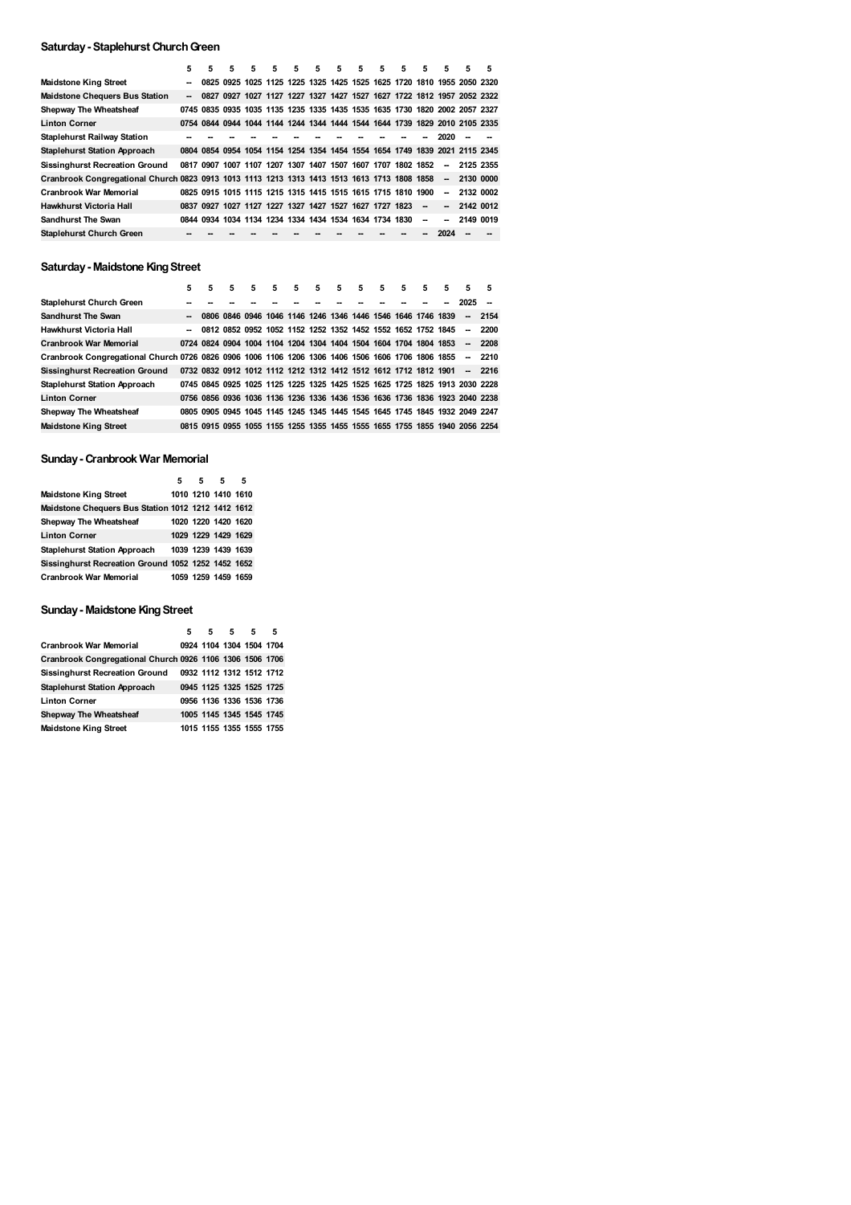## Saturday - Staplehurst Church Green

| | 5 | 5 | 5 | 5 | 5 | 5 | 5 | 5 | 5 | 5 | 5 | 5 | 5 | 5 | 5 |
|---|---|---|---|---|---|---|---|---|---|---|---|---|---|---|---|
| **Maidstone King Street** | -- | 0825 | 0925 | 1025 | 1125 | 1225 | 1325 | 1425 | 1525 | 1625 | 1720 | 1810 | 1955 | 2050 | 2320 |
| **Maidstone Chequers Bus Station** | -- | 0827 | 0927 | 1027 | 1127 | 1227 | 1327 | 1427 | 1527 | 1627 | 1722 | 1812 | 1957 | 2052 | 2322 |
| **Shepway The Wheatsheaf** | 0745 | 0835 | 0935 | 1035 | 1135 | 1235 | 1335 | 1435 | 1535 | 1635 | 1730 | 1820 | 2002 | 2057 | 2327 |
| **Linton Corner** | 0754 | 0844 | 0944 | 1044 | 1144 | 1244 | 1344 | 1444 | 1544 | 1644 | 1739 | 1829 | 2010 | 2105 | 2335 |
| **Staplehurst Railway Station** | -- | -- | -- | -- | -- | -- | -- | -- | -- | -- | -- | -- | 2020 | -- | -- |
| **Staplehurst Station Approach** | 0804 | 0854 | 0954 | 1054 | 1154 | 1254 | 1354 | 1454 | 1554 | 1654 | 1749 | 1839 | 2021 | 2115 | 2345 |
| **Sissinghurst Recreation Ground** | 0817 | 0907 | 1007 | 1107 | 1207 | 1307 | 1407 | 1507 | 1607 | 1707 | 1802 | 1852 | -- | 2125 | 2355 |
| **Cranbrook Congregational Church** | 0823 | 0913 | 1013 | 1113 | 1213 | 1313 | 1413 | 1513 | 1613 | 1713 | 1808 | 1858 | -- | 2130 | 0000 |
| **Cranbrook War Memorial** | 0825 | 0915 | 1015 | 1115 | 1215 | 1315 | 1415 | 1515 | 1615 | 1715 | 1810 | 1900 | -- | 2132 | 0002 |
| **Hawkhurst Victoria Hall** | 0837 | 0927 | 1027 | 1127 | 1227 | 1327 | 1427 | 1527 | 1627 | 1727 | 1823 | -- | -- | 2142 | 0012 |
| **Sandhurst The Swan** | 0844 | 0934 | 1034 | 1134 | 1234 | 1334 | 1434 | 1534 | 1634 | 1734 | 1830 | -- | -- | 2149 | 0019 |
| **Staplehurst Church Green** | -- | -- | -- | -- | -- | -- | -- | -- | -- | -- | -- | -- | 2024 | -- | -- |

## Saturday - Maidstone King Street

| | 5 | 5 | 5 | 5 | 5 | 5 | 5 | 5 | 5 | 5 | 5 | 5 | 5 | 5 | 5 |
|---|---|---|---|---|---|---|---|---|---|---|---|---|---|---|---|
| **Staplehurst Church Green** | -- | -- | -- | -- | -- | -- | -- | -- | -- | -- | -- | -- | -- | 2025 | -- |
| **Sandhurst The Swan** | -- | 0806 | 0846 | 0946 | 1046 | 1146 | 1246 | 1346 | 1446 | 1546 | 1646 | 1746 | 1839 | -- | 2154 |
| **Hawkhurst Victoria Hall** | -- | 0812 | 0852 | 0952 | 1052 | 1152 | 1252 | 1352 | 1452 | 1552 | 1652 | 1752 | 1845 | -- | 2200 |
| **Cranbrook War Memorial** | 0724 | 0824 | 0904 | 1004 | 1104 | 1204 | 1304 | 1404 | 1504 | 1604 | 1704 | 1804 | 1853 | -- | 2208 |
| **Cranbrook Congregational Church** | 0726 | 0826 | 0906 | 1006 | 1106 | 1206 | 1306 | 1406 | 1506 | 1606 | 1706 | 1806 | 1855 | -- | 2210 |
| **Sissinghurst Recreation Ground** | 0732 | 0832 | 0912 | 1012 | 1112 | 1212 | 1312 | 1412 | 1512 | 1612 | 1712 | 1812 | 1901 | -- | 2216 |
| **Staplehurst Station Approach** | 0745 | 0845 | 0925 | 1025 | 1125 | 1225 | 1325 | 1425 | 1525 | 1625 | 1725 | 1825 | 1913 | 2030 | 2228 |
| **Linton Corner** | 0756 | 0856 | 0936 | 1036 | 1136 | 1236 | 1336 | 1436 | 1536 | 1636 | 1736 | 1836 | 1923 | 2040 | 2238 |
| **Shepway The Wheatsheaf** | 0805 | 0905 | 0945 | 1045 | 1145 | 1245 | 1345 | 1445 | 1545 | 1645 | 1745 | 1845 | 1932 | 2049 | 2247 |
| **Maidstone King Street** | 0815 | 0915 | 0955 | 1055 | 1155 | 1255 | 1355 | 1455 | 1555 | 1655 | 1755 | 1855 | 1940 | 2056 | 2254 |

## Sunday - Cranbrook War Memorial

| | 5 | 5 | 5 | 5 |
|---|---|---|---|---|
| **Maidstone King Street** | 1010 | 1210 | 1410 | 1610 |
| **Maidstone Chequers Bus Station** | 1012 | 1212 | 1412 | 1612 |
| **Shepway The Wheatsheaf** | 1020 | 1220 | 1420 | 1620 |
| **Linton Corner** | 1029 | 1229 | 1429 | 1629 |
| **Staplehurst Station Approach** | 1039 | 1239 | 1439 | 1639 |
| **Sissinghurst Recreation Ground** | 1052 | 1252 | 1452 | 1652 |
| **Cranbrook War Memorial** | 1059 | 1259 | 1459 | 1659 |

## Sunday - Maidstone King Street

| | 5 | 5 | 5 | 5 | 5 |
|---|---|---|---|---|---|
| **Cranbrook War Memorial** | 0924 | 1104 | 1304 | 1504 | 1704 |
| **Cranbrook Congregational Church** | 0926 | 1106 | 1306 | 1506 | 1706 |
| **Sissinghurst Recreation Ground** | 0932 | 1112 | 1312 | 1512 | 1712 |
| **Staplehurst Station Approach** | 0945 | 1125 | 1325 | 1525 | 1725 |
| **Linton Corner** | 0956 | 1136 | 1336 | 1536 | 1736 |
| **Shepway The Wheatsheaf** | 1005 | 1145 | 1345 | 1545 | 1745 |
| **Maidstone King Street** | 1015 | 1155 | 1355 | 1555 | 1755 |